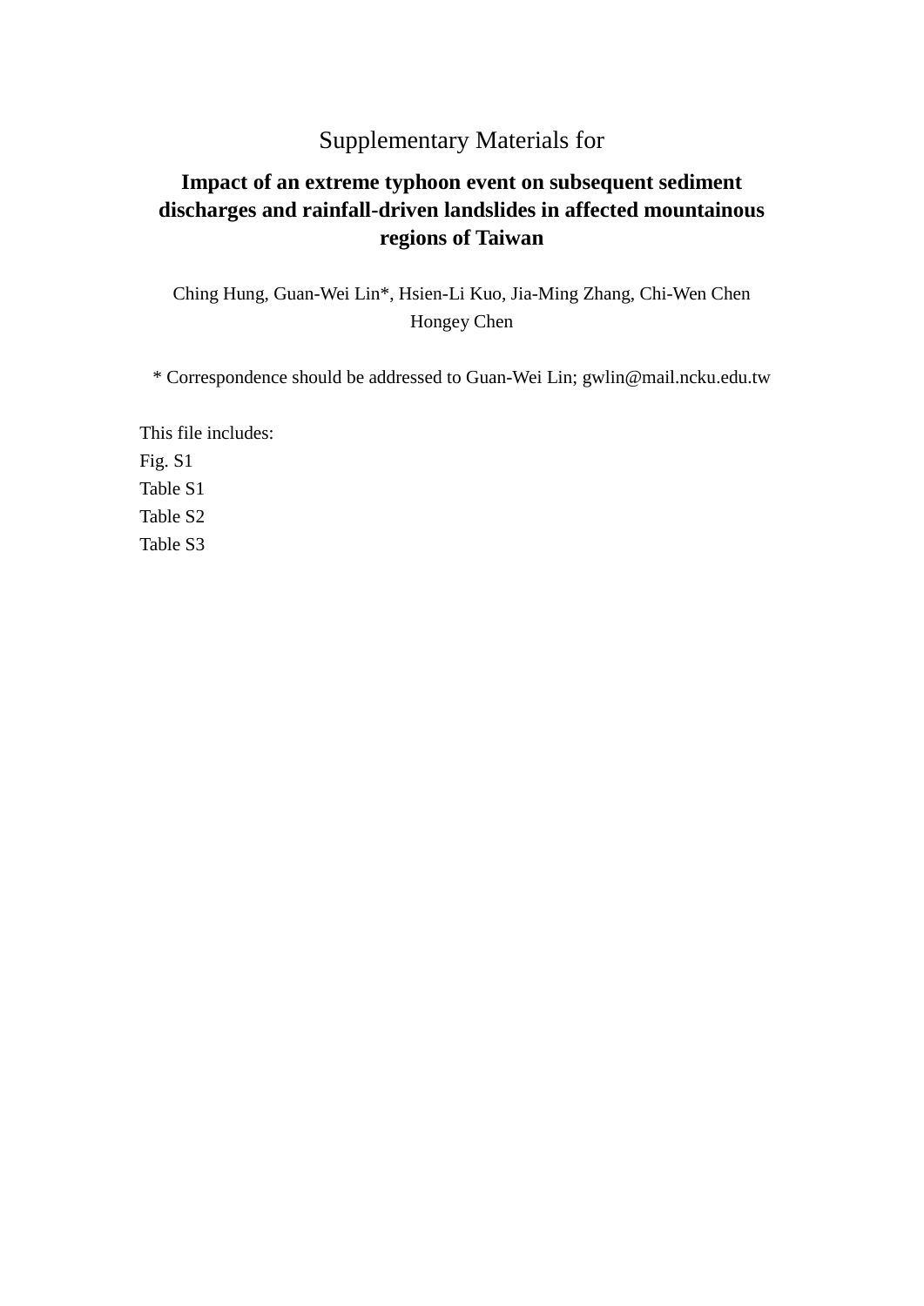Supplementary Materials for

# Impact of an extreme typhoon event on subsequent sediment discharges and rainfall-driven landslides in affected mountainous regions of Taiwan

Ching Hung, Guan-Wei Lin*, Hsien-Li Kuo, Jia-Ming Zhang, Chi-Wen Chen Hongey Chen

* Correspondence should be addressed to Guan-Wei Lin; gwlin@mail.ncku.edu.tw

This file includes:
Fig. S1
Table S1
Table S2
Table S3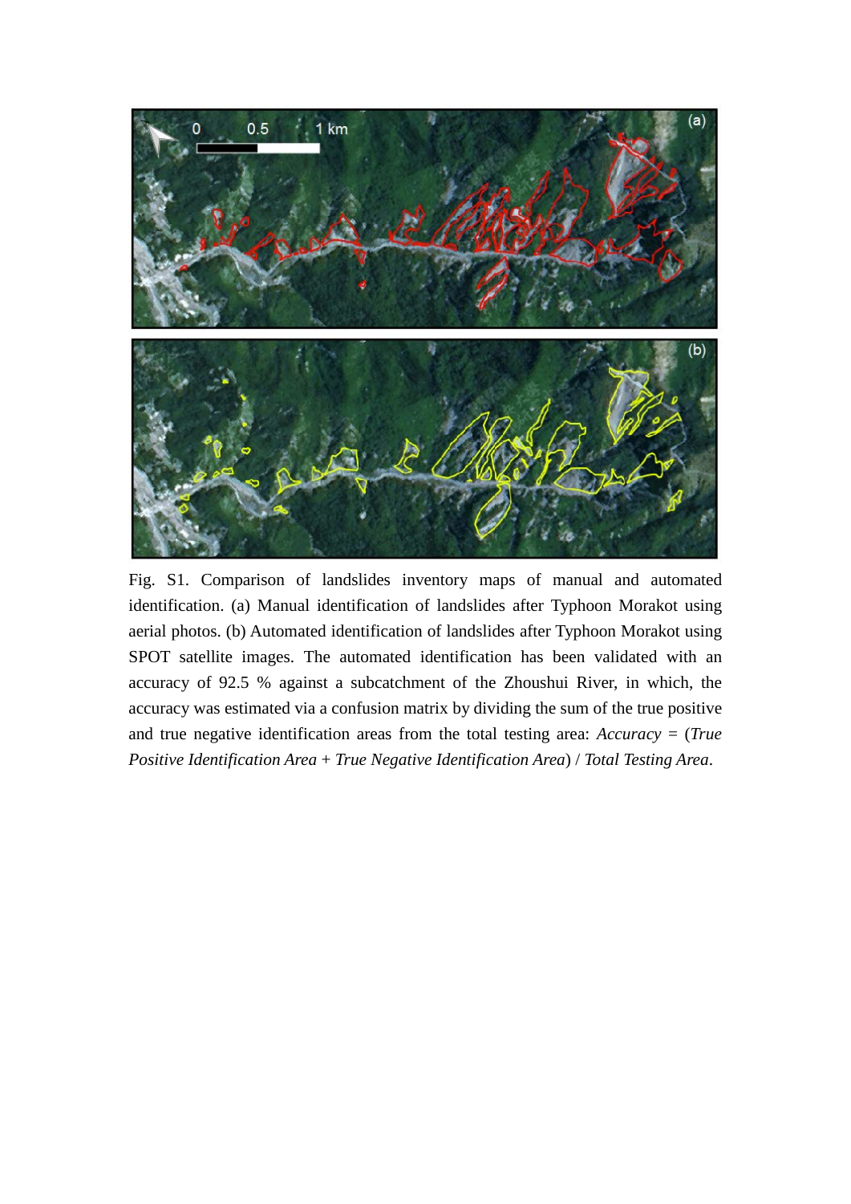Fig. S1. Comparison of landslides inventory maps of manual and automated identification. (a) Manual identification of landslides after Typhoon Morakot using aerial photos. (b) Automated identification of landslides after Typhoon Morakot using SPOT satellite images. The automated identification has been validated with an accuracy of 92.5 % against a subcatchment of the Zhoushui River, in which, the accuracy was estimated via a confusion matrix by dividing the sum of the true positive and true negative identification areas from the total testing area: *Accuracy* = (*True Positive Identification Area* + *True Negative Identification Area*) / *Total Testing Area*.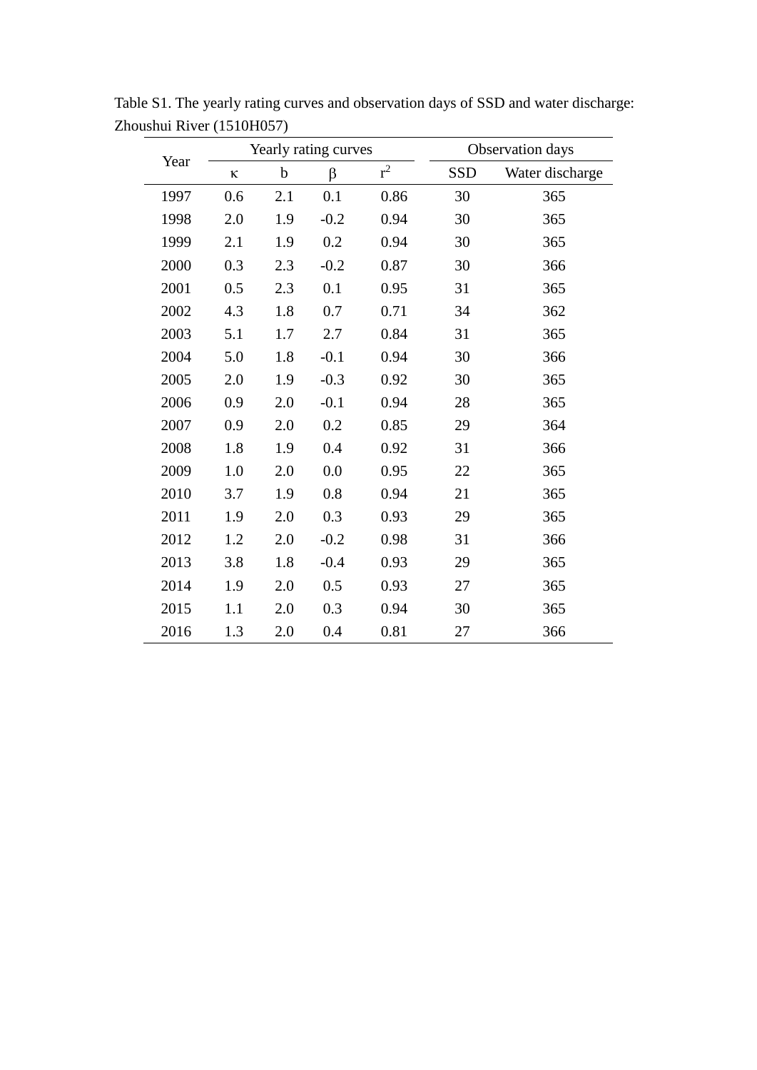Table S1. The yearly rating curves and observation days of SSD and water discharge: Zhoushui River (1510H057)

| Year | Yearly rating curves | | | | Observation days | |
|---|---|---|---|---|---|---|
| | $\kappa$ | b | $\beta$ | $r^2$ | SSD | Water discharge |
| 1997 | 0.6 | 2.1 | 0.1 | 0.86 | 30 | 365 |
| 1998 | 2.0 | 1.9 | -0.2 | 0.94 | 30 | 365 |
| 1999 | 2.1 | 1.9 | 0.2 | 0.94 | 30 | 365 |
| 2000 | 0.3 | 2.3 | -0.2 | 0.87 | 30 | 366 |
| 2001 | 0.5 | 2.3 | 0.1 | 0.95 | 31 | 365 |
| 2002 | 4.3 | 1.8 | 0.7 | 0.71 | 34 | 362 |
| 2003 | 5.1 | 1.7 | 2.7 | 0.84 | 31 | 365 |
| 2004 | 5.0 | 1.8 | -0.1 | 0.94 | 30 | 366 |
| 2005 | 2.0 | 1.9 | -0.3 | 0.92 | 30 | 365 |
| 2006 | 0.9 | 2.0 | -0.1 | 0.94 | 28 | 365 |
| 2007 | 0.9 | 2.0 | 0.2 | 0.85 | 29 | 364 |
| 2008 | 1.8 | 1.9 | 0.4 | 0.92 | 31 | 366 |
| 2009 | 1.0 | 2.0 | 0.0 | 0.95 | 22 | 365 |
| 2010 | 3.7 | 1.9 | 0.8 | 0.94 | 21 | 365 |
| 2011 | 1.9 | 2.0 | 0.3 | 0.93 | 29 | 365 |
| 2012 | 1.2 | 2.0 | -0.2 | 0.98 | 31 | 366 |
| 2013 | 3.8 | 1.8 | -0.4 | 0.93 | 29 | 365 |
| 2014 | 1.9 | 2.0 | 0.5 | 0.93 | 27 | 365 |
| 2015 | 1.1 | 2.0 | 0.3 | 0.94 | 30 | 365 |
| 2016 | 1.3 | 2.0 | 0.4 | 0.81 | 27 | 366 |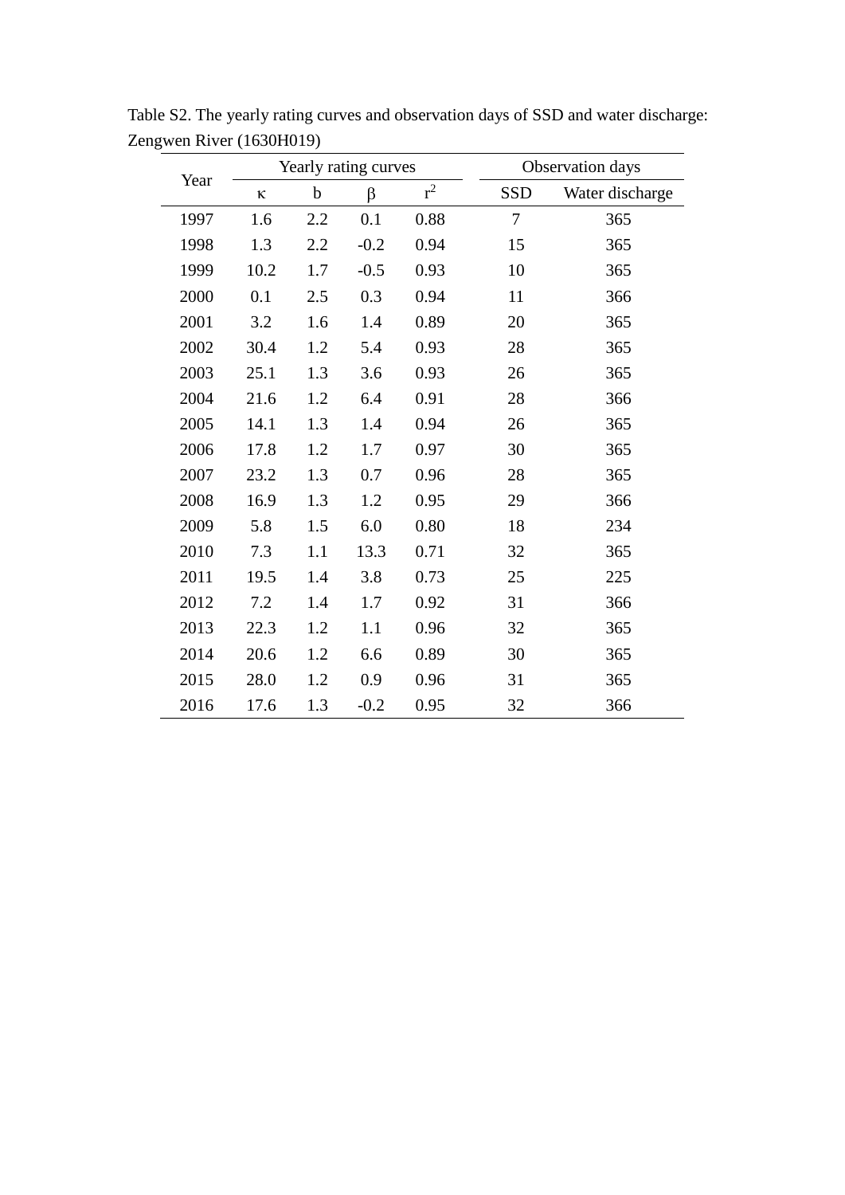Table S2. The yearly rating curves and observation days of SSD and water discharge: Zengwen River (1630H019)

| Year | Yearly rating curves | | | | Observation days | |
|---|---|---|---|---|---|---|
| | $\kappa$ | b | $\beta$ | $r^2$ | SSD | Water discharge |
| 1997 | 1.6 | 2.2 | 0.1 | 0.88 | 7 | 365 |
| 1998 | 1.3 | 2.2 | -0.2 | 0.94 | 15 | 365 |
| 1999 | 10.2 | 1.7 | -0.5 | 0.93 | 10 | 365 |
| 2000 | 0.1 | 2.5 | 0.3 | 0.94 | 11 | 366 |
| 2001 | 3.2 | 1.6 | 1.4 | 0.89 | 20 | 365 |
| 2002 | 30.4 | 1.2 | 5.4 | 0.93 | 28 | 365 |
| 2003 | 25.1 | 1.3 | 3.6 | 0.93 | 26 | 365 |
| 2004 | 21.6 | 1.2 | 6.4 | 0.91 | 28 | 366 |
| 2005 | 14.1 | 1.3 | 1.4 | 0.94 | 26 | 365 |
| 2006 | 17.8 | 1.2 | 1.7 | 0.97 | 30 | 365 |
| 2007 | 23.2 | 1.3 | 0.7 | 0.96 | 28 | 365 |
| 2008 | 16.9 | 1.3 | 1.2 | 0.95 | 29 | 366 |
| 2009 | 5.8 | 1.5 | 6.0 | 0.80 | 18 | 234 |
| 2010 | 7.3 | 1.1 | 13.3 | 0.71 | 32 | 365 |
| 2011 | 19.5 | 1.4 | 3.8 | 0.73 | 25 | 225 |
| 2012 | 7.2 | 1.4 | 1.7 | 0.92 | 31 | 366 |
| 2013 | 22.3 | 1.2 | 1.1 | 0.96 | 32 | 365 |
| 2014 | 20.6 | 1.2 | 6.6 | 0.89 | 30 | 365 |
| 2015 | 28.0 | 1.2 | 0.9 | 0.96 | 31 | 365 |
| 2016 | 17.6 | 1.3 | -0.2 | 0.95 | 32 | 366 |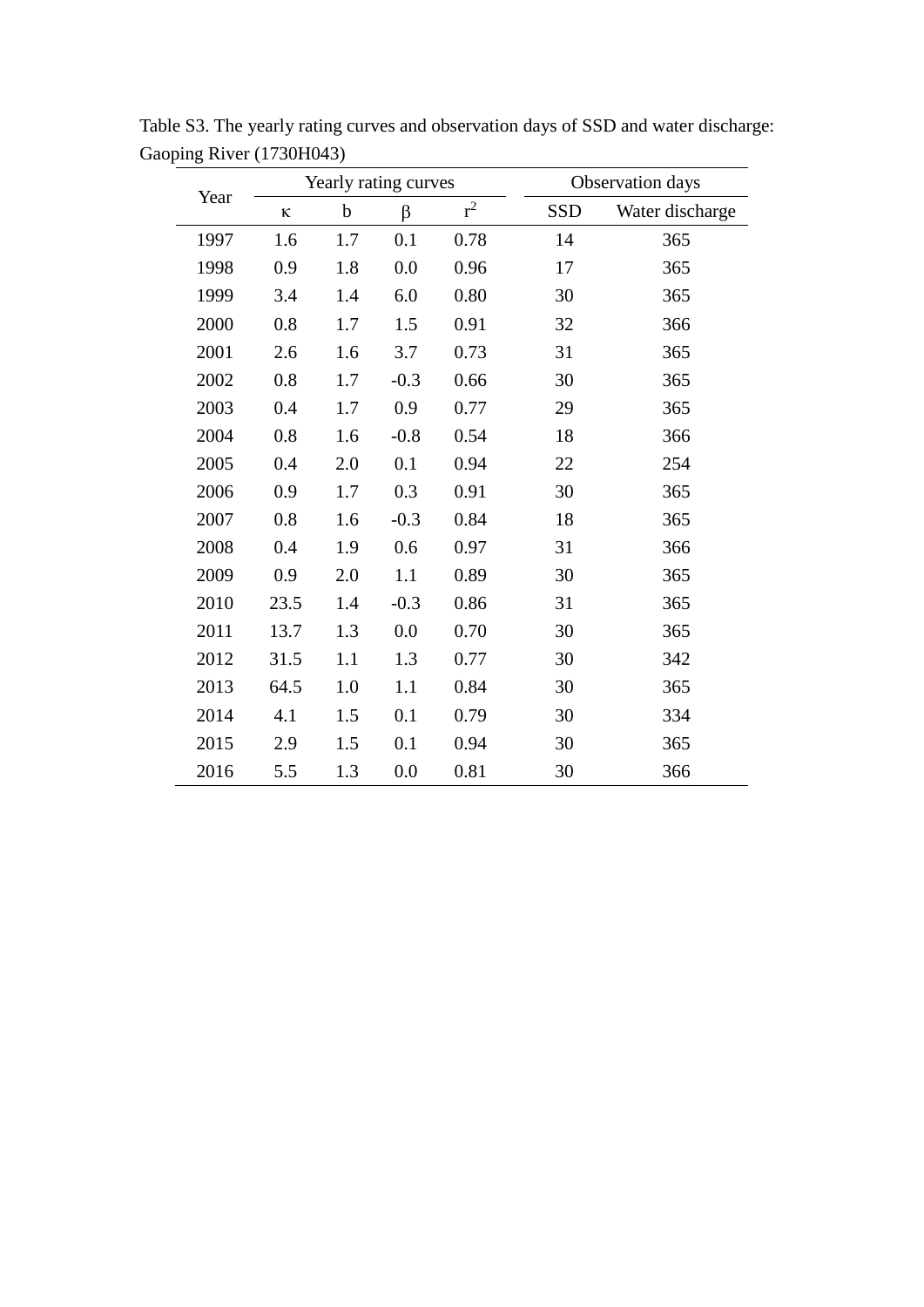Table S3. The yearly rating curves and observation days of SSD and water discharge: Gaoping River (1730H043)

| Year | Yearly rating curves | | | | Observation days | |
|---|---|---|---|---|---|---|
| | $\kappa$ | b | $\beta$ | $r^2$ | SSD | Water discharge |
| 1997 | 1.6 | 1.7 | 0.1 | 0.78 | 14 | 365 |
| 1998 | 0.9 | 1.8 | 0.0 | 0.96 | 17 | 365 |
| 1999 | 3.4 | 1.4 | 6.0 | 0.80 | 30 | 365 |
| 2000 | 0.8 | 1.7 | 1.5 | 0.91 | 32 | 366 |
| 2001 | 2.6 | 1.6 | 3.7 | 0.73 | 31 | 365 |
| 2002 | 0.8 | 1.7 | -0.3 | 0.66 | 30 | 365 |
| 2003 | 0.4 | 1.7 | 0.9 | 0.77 | 29 | 365 |
| 2004 | 0.8 | 1.6 | -0.8 | 0.54 | 18 | 366 |
| 2005 | 0.4 | 2.0 | 0.1 | 0.94 | 22 | 254 |
| 2006 | 0.9 | 1.7 | 0.3 | 0.91 | 30 | 365 |
| 2007 | 0.8 | 1.6 | -0.3 | 0.84 | 18 | 365 |
| 2008 | 0.4 | 1.9 | 0.6 | 0.97 | 31 | 366 |
| 2009 | 0.9 | 2.0 | 1.1 | 0.89 | 30 | 365 |
| 2010 | 23.5 | 1.4 | -0.3 | 0.86 | 31 | 365 |
| 2011 | 13.7 | 1.3 | 0.0 | 0.70 | 30 | 365 |
| 2012 | 31.5 | 1.1 | 1.3 | 0.77 | 30 | 342 |
| 2013 | 64.5 | 1.0 | 1.1 | 0.84 | 30 | 365 |
| 2014 | 4.1 | 1.5 | 0.1 | 0.79 | 30 | 334 |
| 2015 | 2.9 | 1.5 | 0.1 | 0.94 | 30 | 365 |
| 2016 | 5.5 | 1.3 | 0.0 | 0.81 | 30 | 366 |